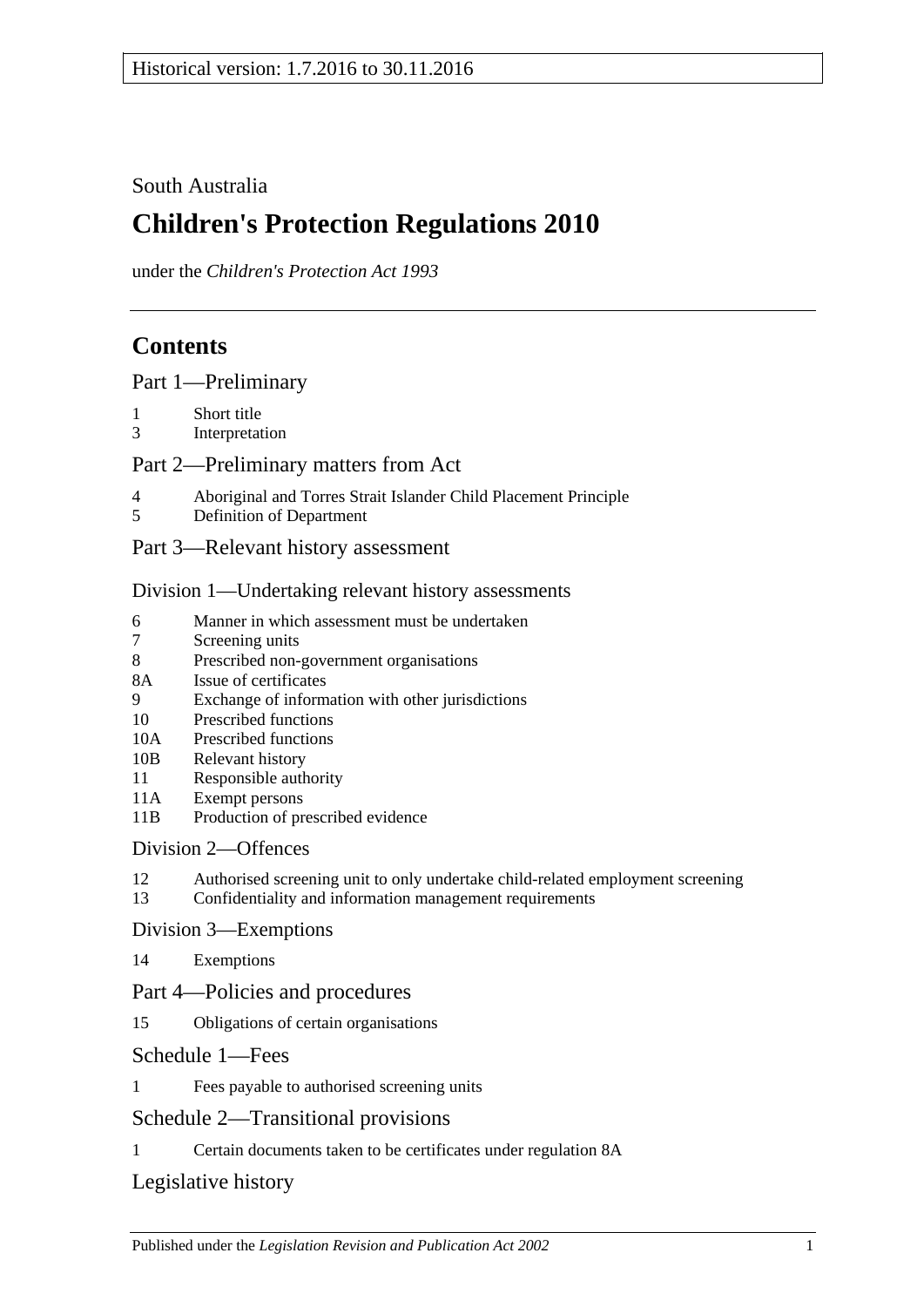Historical version: 1.7.2016 to 30.11.2016

South Australia

# Children's Protection Regulations 2010

under the *Children's Protection Act 1993*

## Contents

### Part 1—Preliminary

1 Short title
3 Interpretation

### Part 2—Preliminary matters from Act

4 Aboriginal and Torres Strait Islander Child Placement Principle
5 Definition of Department

### Part 3—Relevant history assessment

#### Division 1—Undertaking relevant history assessments

6 Manner in which assessment must be undertaken
7 Screening units
8 Prescribed non-government organisations
8A Issue of certificates
9 Exchange of information with other jurisdictions
10 Prescribed functions
10A Prescribed functions
10B Relevant history
11 Responsible authority
11A Exempt persons
11B Production of prescribed evidence

#### Division 2—Offences

12 Authorised screening unit to only undertake child-related employment screening
13 Confidentiality and information management requirements

#### Division 3—Exemptions

14 Exemptions

### Part 4—Policies and procedures

15 Obligations of certain organisations

### Schedule 1—Fees

1 Fees payable to authorised screening units

### Schedule 2—Transitional provisions

1 Certain documents taken to be certificates under regulation 8A

### Legislative history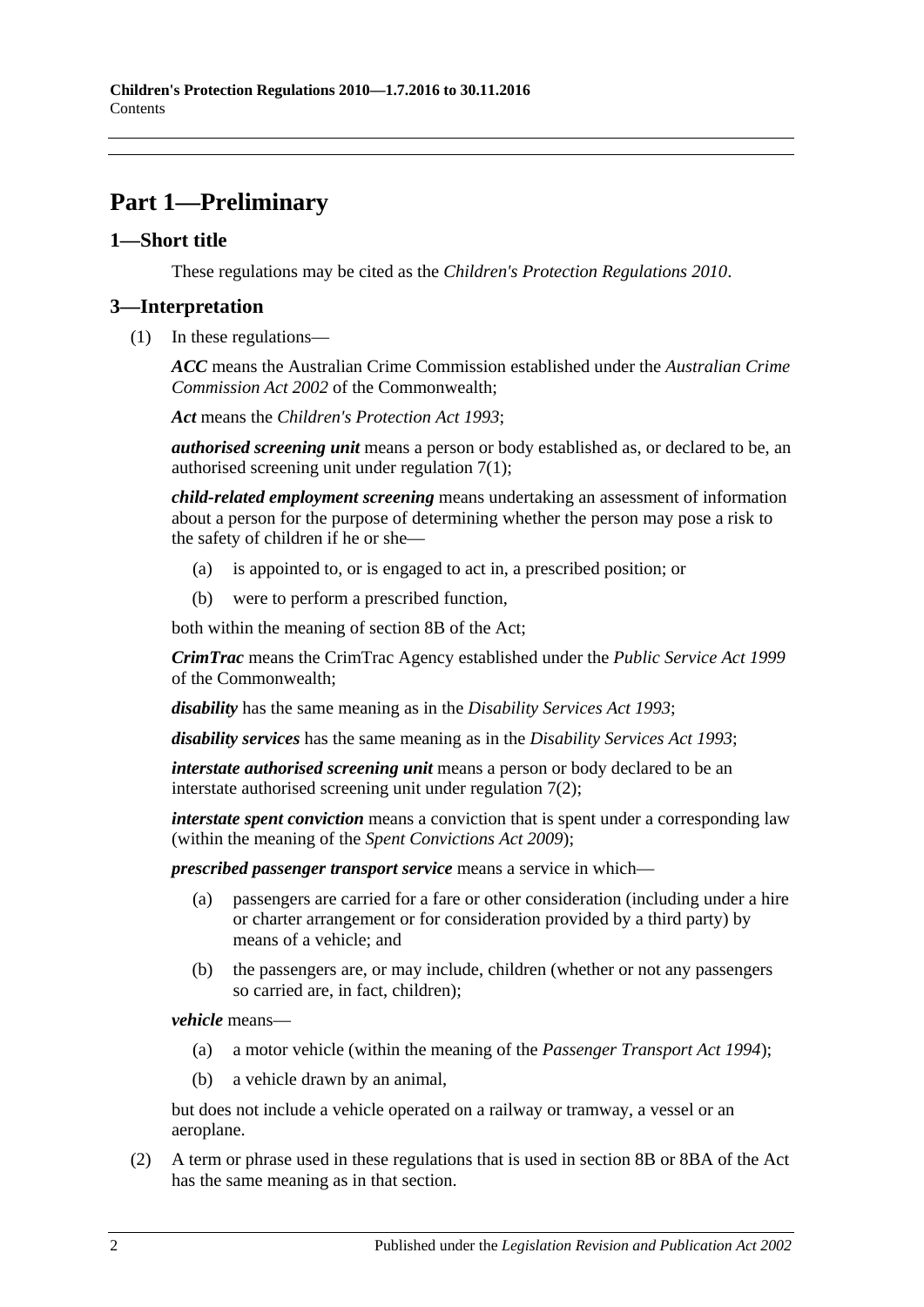# Part 1—Preliminary

## 1—Short title

These regulations may be cited as the *Children's Protection Regulations 2010*.

## 3—Interpretation

(1) In these regulations—

***ACC*** means the Australian Crime Commission established under the *Australian Crime Commission Act 2002* of the Commonwealth;

***Act*** means the *Children's Protection Act 1993*;

***authorised screening unit*** means a person or body established as, or declared to be, an authorised screening unit under regulation 7(1);

***child-related employment screening*** means undertaking an assessment of information about a person for the purpose of determining whether the person may pose a risk to the safety of children if he or she—

- (a) is appointed to, or is engaged to act in, a prescribed position; or
- (b) were to perform a prescribed function,

both within the meaning of section 8B of the Act;

***CrimTrac*** means the CrimTrac Agency established under the *Public Service Act 1999* of the Commonwealth;

***disability*** has the same meaning as in the *Disability Services Act 1993*;

***disability services*** has the same meaning as in the *Disability Services Act 1993*;

***interstate authorised screening unit*** means a person or body declared to be an interstate authorised screening unit under regulation 7(2);

***interstate spent conviction*** means a conviction that is spent under a corresponding law (within the meaning of the *Spent Convictions Act 2009*);

***prescribed passenger transport service*** means a service in which—

- (a) passengers are carried for a fare or other consideration (including under a hire or charter arrangement or for consideration provided by a third party) by means of a vehicle; and
- (b) the passengers are, or may include, children (whether or not any passengers so carried are, in fact, children);

***vehicle*** means—

- (a) a motor vehicle (within the meaning of the *Passenger Transport Act 1994*);
- (b) a vehicle drawn by an animal,

but does not include a vehicle operated on a railway or tramway, a vessel or an aeroplane.

(2) A term or phrase used in these regulations that is used in section 8B or 8BA of the Act has the same meaning as in that section.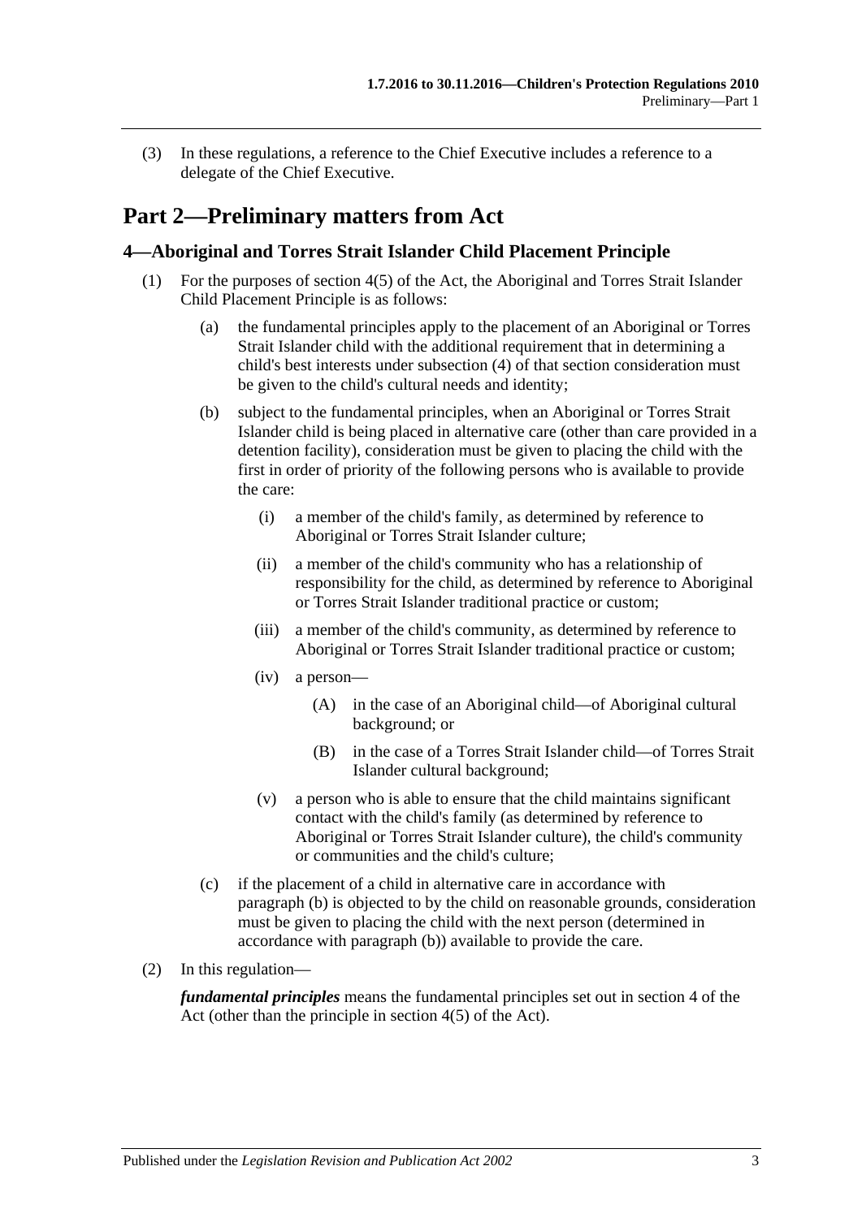(3) In these regulations, a reference to the Chief Executive includes a reference to a delegate of the Chief Executive.

# Part 2—Preliminary matters from Act

## 4—Aboriginal and Torres Strait Islander Child Placement Principle

(1) For the purposes of section 4(5) of the Act, the Aboriginal and Torres Strait Islander Child Placement Principle is as follows:

- (a) the fundamental principles apply to the placement of an Aboriginal or Torres Strait Islander child with the additional requirement that in determining a child's best interests under subsection (4) of that section consideration must be given to the child's cultural needs and identity;
- (b) subject to the fundamental principles, when an Aboriginal or Torres Strait Islander child is being placed in alternative care (other than care provided in a detention facility), consideration must be given to placing the child with the first in order of priority of the following persons who is available to provide the care:
  - (i) a member of the child's family, as determined by reference to Aboriginal or Torres Strait Islander culture;
  - (ii) a member of the child's community who has a relationship of responsibility for the child, as determined by reference to Aboriginal or Torres Strait Islander traditional practice or custom;
  - (iii) a member of the child's community, as determined by reference to Aboriginal or Torres Strait Islander traditional practice or custom;
  - (iv) a person—
    - (A) in the case of an Aboriginal child—of Aboriginal cultural background; or
    - (B) in the case of a Torres Strait Islander child—of Torres Strait Islander cultural background;
  - (v) a person who is able to ensure that the child maintains significant contact with the child's family (as determined by reference to Aboriginal or Torres Strait Islander culture), the child's community or communities and the child's culture;
- (c) if the placement of a child in alternative care in accordance with paragraph (b) is objected to by the child on reasonable grounds, consideration must be given to placing the child with the next person (determined in accordance with paragraph (b)) available to provide the care.

(2) In this regulation—

***fundamental principles*** means the fundamental principles set out in section 4 of the Act (other than the principle in section 4(5) of the Act).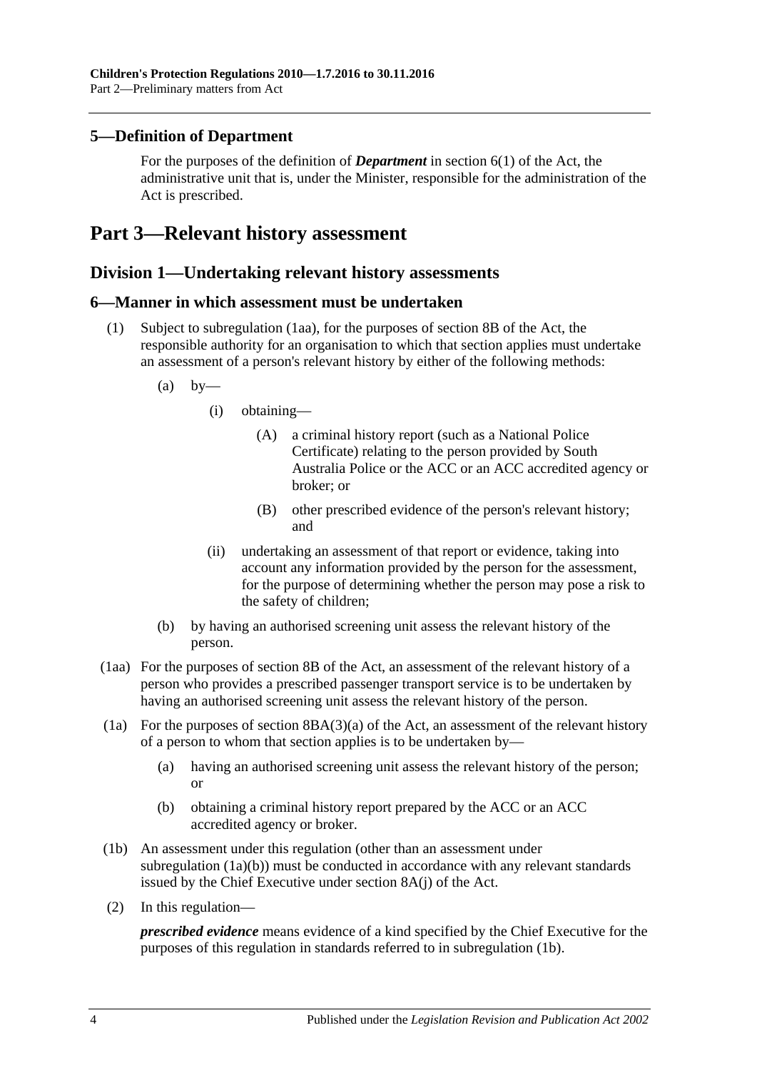## 5—Definition of Department

For the purposes of the definition of ***Department*** in section 6(1) of the Act, the administrative unit that is, under the Minister, responsible for the administration of the Act is prescribed.

# Part 3—Relevant history assessment

## Division 1—Undertaking relevant history assessments

### 6—Manner in which assessment must be undertaken

(1) Subject to subregulation (1aa), for the purposes of section 8B of the Act, the responsible authority for an organisation to which that section applies must undertake an assessment of a person's relevant history by either of the following methods:

(a) by—

(i) obtaining—

(A) a criminal history report (such as a National Police Certificate) relating to the person provided by South Australia Police or the ACC or an ACC accredited agency or broker; or

(B) other prescribed evidence of the person's relevant history; and

(ii) undertaking an assessment of that report or evidence, taking into account any information provided by the person for the assessment, for the purpose of determining whether the person may pose a risk to the safety of children;

(b) by having an authorised screening unit assess the relevant history of the person.

(1aa) For the purposes of section 8B of the Act, an assessment of the relevant history of a person who provides a prescribed passenger transport service is to be undertaken by having an authorised screening unit assess the relevant history of the person.

(1a) For the purposes of section 8BA(3)(a) of the Act, an assessment of the relevant history of a person to whom that section applies is to be undertaken by—

(a) having an authorised screening unit assess the relevant history of the person; or

(b) obtaining a criminal history report prepared by the ACC or an ACC accredited agency or broker.

(1b) An assessment under this regulation (other than an assessment under subregulation (1a)(b)) must be conducted in accordance with any relevant standards issued by the Chief Executive under section 8A(j) of the Act.

(2) In this regulation—

***prescribed evidence*** means evidence of a kind specified by the Chief Executive for the purposes of this regulation in standards referred to in subregulation (1b).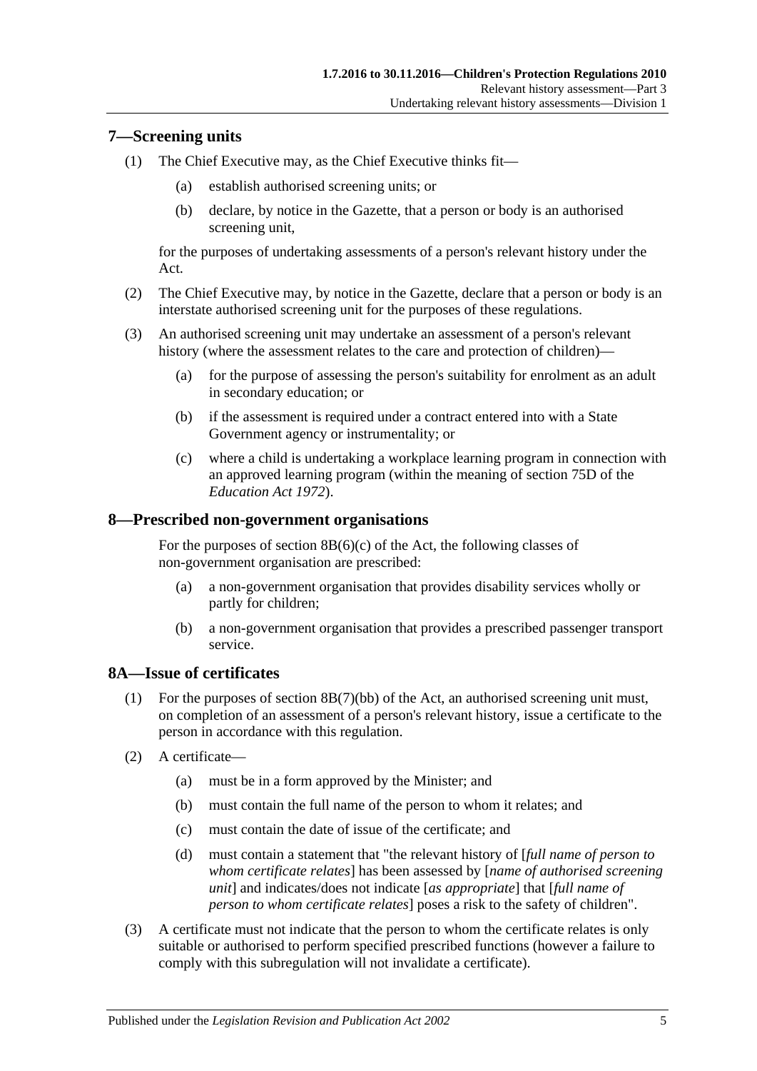## 7—Screening units

(1) The Chief Executive may, as the Chief Executive thinks fit—

(a) establish authorised screening units; or

(b) declare, by notice in the Gazette, that a person or body is an authorised screening unit,

for the purposes of undertaking assessments of a person's relevant history under the Act.

(2) The Chief Executive may, by notice in the Gazette, declare that a person or body is an interstate authorised screening unit for the purposes of these regulations.

(3) An authorised screening unit may undertake an assessment of a person's relevant history (where the assessment relates to the care and protection of children)—

(a) for the purpose of assessing the person's suitability for enrolment as an adult in secondary education; or

(b) if the assessment is required under a contract entered into with a State Government agency or instrumentality; or

(c) where a child is undertaking a workplace learning program in connection with an approved learning program (within the meaning of section 75D of the *Education Act 1972*).

## 8—Prescribed non-government organisations

For the purposes of section 8B(6)(c) of the Act, the following classes of non-government organisation are prescribed:

(a) a non-government organisation that provides disability services wholly or partly for children;

(b) a non-government organisation that provides a prescribed passenger transport service.

## 8A—Issue of certificates

(1) For the purposes of section 8B(7)(bb) of the Act, an authorised screening unit must, on completion of an assessment of a person's relevant history, issue a certificate to the person in accordance with this regulation.

(2) A certificate—

(a) must be in a form approved by the Minister; and

(b) must contain the full name of the person to whom it relates; and

(c) must contain the date of issue of the certificate; and

(d) must contain a statement that "the relevant history of [*full name of person to whom certificate relates*] has been assessed by [*name of authorised screening unit*] and indicates/does not indicate [*as appropriate*] that [*full name of person to whom certificate relates*] poses a risk to the safety of children".

(3) A certificate must not indicate that the person to whom the certificate relates is only suitable or authorised to perform specified prescribed functions (however a failure to comply with this subregulation will not invalidate a certificate).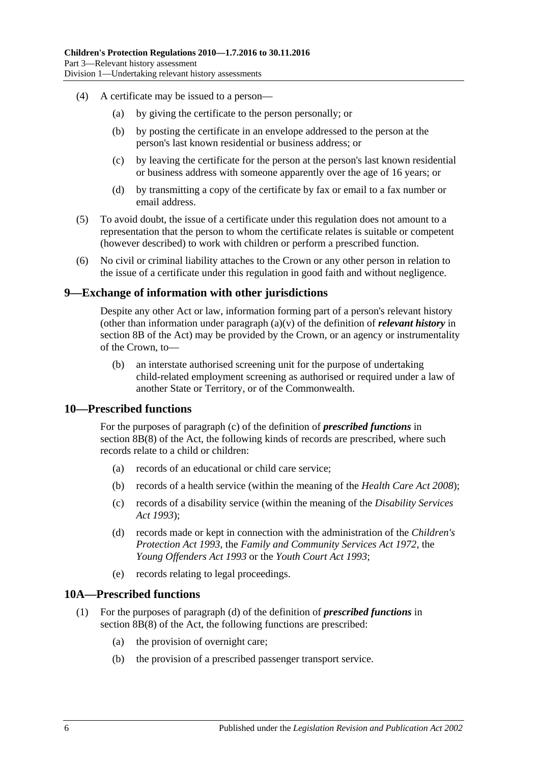(4) A certificate may be issued to a person—

(a) by giving the certificate to the person personally; or

(b) by posting the certificate in an envelope addressed to the person at the person's last known residential or business address; or

(c) by leaving the certificate for the person at the person's last known residential or business address with someone apparently over the age of 16 years; or

(d) by transmitting a copy of the certificate by fax or email to a fax number or email address.

(5) To avoid doubt, the issue of a certificate under this regulation does not amount to a representation that the person to whom the certificate relates is suitable or competent (however described) to work with children or perform a prescribed function.

(6) No civil or criminal liability attaches to the Crown or any other person in relation to the issue of a certificate under this regulation in good faith and without negligence.

## 9—Exchange of information with other jurisdictions

Despite any other Act or law, information forming part of a person's relevant history (other than information under paragraph (a)(v) of the definition of ***relevant history*** in section 8B of the Act) may be provided by the Crown, or an agency or instrumentality of the Crown, to—

(b) an interstate authorised screening unit for the purpose of undertaking child-related employment screening as authorised or required under a law of another State or Territory, or of the Commonwealth.

## 10—Prescribed functions

For the purposes of paragraph (c) of the definition of ***prescribed functions*** in section 8B(8) of the Act, the following kinds of records are prescribed, where such records relate to a child or children:

(a) records of an educational or child care service;

(b) records of a health service (within the meaning of the *Health Care Act 2008*);

(c) records of a disability service (within the meaning of the *Disability Services Act 1993*);

(d) records made or kept in connection with the administration of the *Children's Protection Act 1993*, the *Family and Community Services Act 1972*, the *Young Offenders Act 1993* or the *Youth Court Act 1993*;

(e) records relating to legal proceedings.

## 10A—Prescribed functions

(1) For the purposes of paragraph (d) of the definition of ***prescribed functions*** in section 8B(8) of the Act, the following functions are prescribed:

(a) the provision of overnight care;

(b) the provision of a prescribed passenger transport service.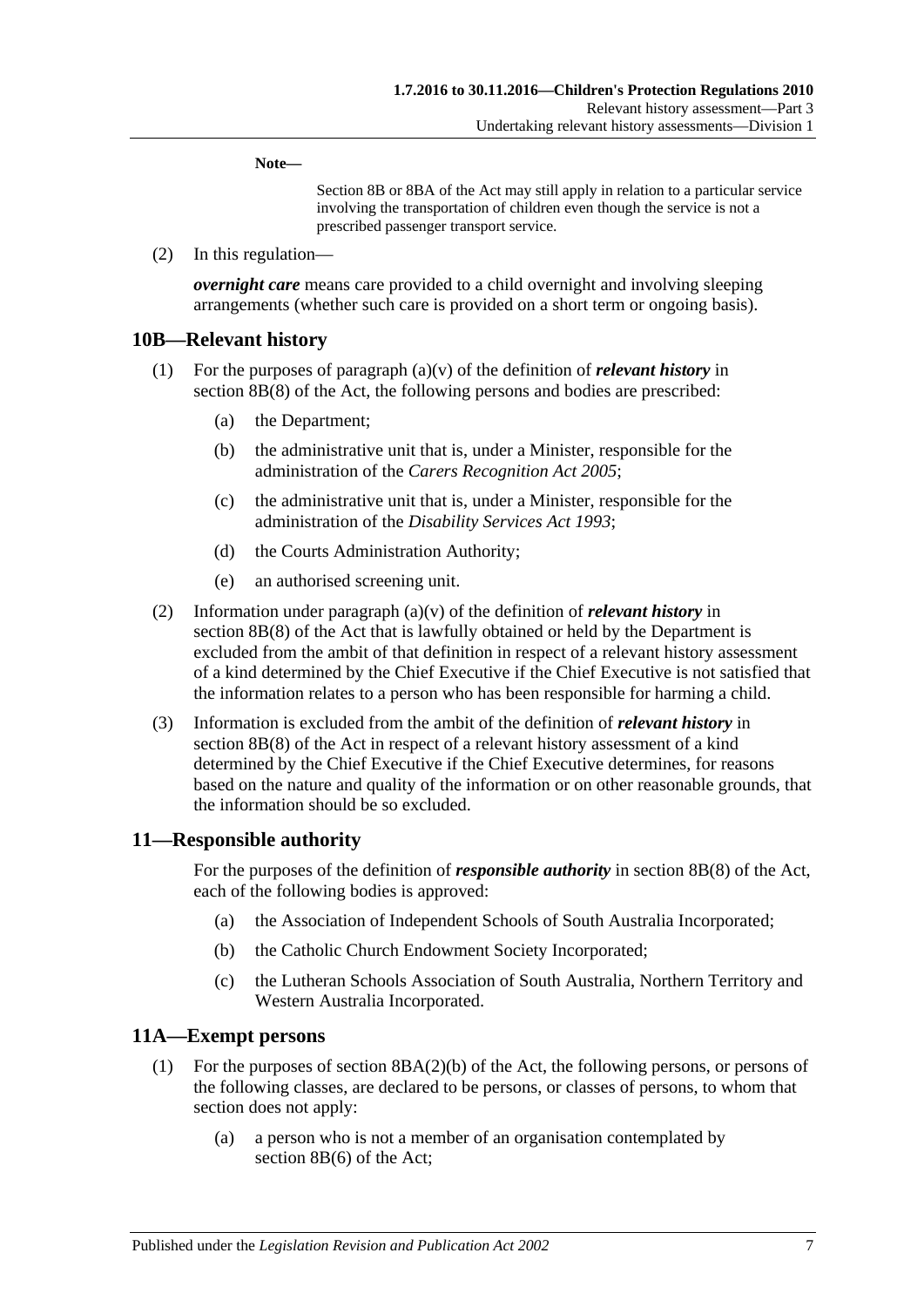**Note—**

Section 8B or 8BA of the Act may still apply in relation to a particular service involving the transportation of children even though the service is not a prescribed passenger transport service.

(2) In this regulation—

***overnight care*** means care provided to a child overnight and involving sleeping arrangements (whether such care is provided on a short term or ongoing basis).

## 10B—Relevant history

(1) For the purposes of paragraph (a)(v) of the definition of ***relevant history*** in section 8B(8) of the Act, the following persons and bodies are prescribed:

- (a) the Department;
- (b) the administrative unit that is, under a Minister, responsible for the administration of the *Carers Recognition Act 2005*;
- (c) the administrative unit that is, under a Minister, responsible for the administration of the *Disability Services Act 1993*;
- (d) the Courts Administration Authority;
- (e) an authorised screening unit.

(2) Information under paragraph (a)(v) of the definition of ***relevant history*** in section 8B(8) of the Act that is lawfully obtained or held by the Department is excluded from the ambit of that definition in respect of a relevant history assessment of a kind determined by the Chief Executive if the Chief Executive is not satisfied that the information relates to a person who has been responsible for harming a child.

(3) Information is excluded from the ambit of the definition of ***relevant history*** in section 8B(8) of the Act in respect of a relevant history assessment of a kind determined by the Chief Executive if the Chief Executive determines, for reasons based on the nature and quality of the information or on other reasonable grounds, that the information should be so excluded.

## 11—Responsible authority

For the purposes of the definition of ***responsible authority*** in section 8B(8) of the Act, each of the following bodies is approved:

- (a) the Association of Independent Schools of South Australia Incorporated;
- (b) the Catholic Church Endowment Society Incorporated;
- (c) the Lutheran Schools Association of South Australia, Northern Territory and Western Australia Incorporated.

## 11A—Exempt persons

(1) For the purposes of section 8BA(2)(b) of the Act, the following persons, or persons of the following classes, are declared to be persons, or classes of persons, to whom that section does not apply:

- (a) a person who is not a member of an organisation contemplated by section 8B(6) of the Act;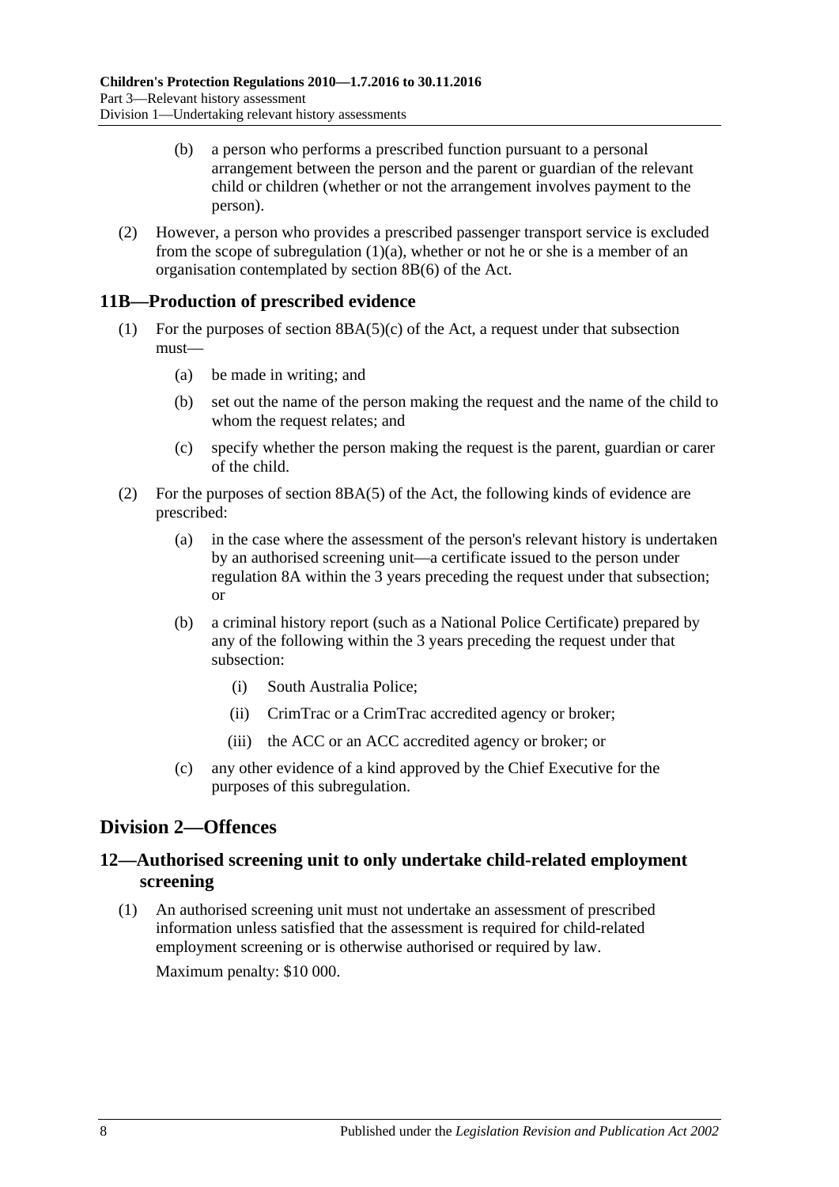(b) a person who performs a prescribed function pursuant to a personal arrangement between the person and the parent or guardian of the relevant child or children (whether or not the arrangement involves payment to the person).

(2) However, a person who provides a prescribed passenger transport service is excluded from the scope of subregulation (1)(a), whether or not he or she is a member of an organisation contemplated by section 8B(6) of the Act.

## 11B—Production of prescribed evidence

(1) For the purposes of section 8BA(5)(c) of the Act, a request under that subsection must—

(a) be made in writing; and

(b) set out the name of the person making the request and the name of the child to whom the request relates; and

(c) specify whether the person making the request is the parent, guardian or carer of the child.

(2) For the purposes of section 8BA(5) of the Act, the following kinds of evidence are prescribed:

(a) in the case where the assessment of the person's relevant history is undertaken by an authorised screening unit—a certificate issued to the person under regulation 8A within the 3 years preceding the request under that subsection; or

(b) a criminal history report (such as a National Police Certificate) prepared by any of the following within the 3 years preceding the request under that subsection:

(i) South Australia Police;

(ii) CrimTrac or a CrimTrac accredited agency or broker;

(iii) the ACC or an ACC accredited agency or broker; or

(c) any other evidence of a kind approved by the Chief Executive for the purposes of this subregulation.

# Division 2—Offences

## 12—Authorised screening unit to only undertake child-related employment screening

(1) An authorised screening unit must not undertake an assessment of prescribed information unless satisfied that the assessment is required for child-related employment screening or is otherwise authorised or required by law.

Maximum penalty: $10 000.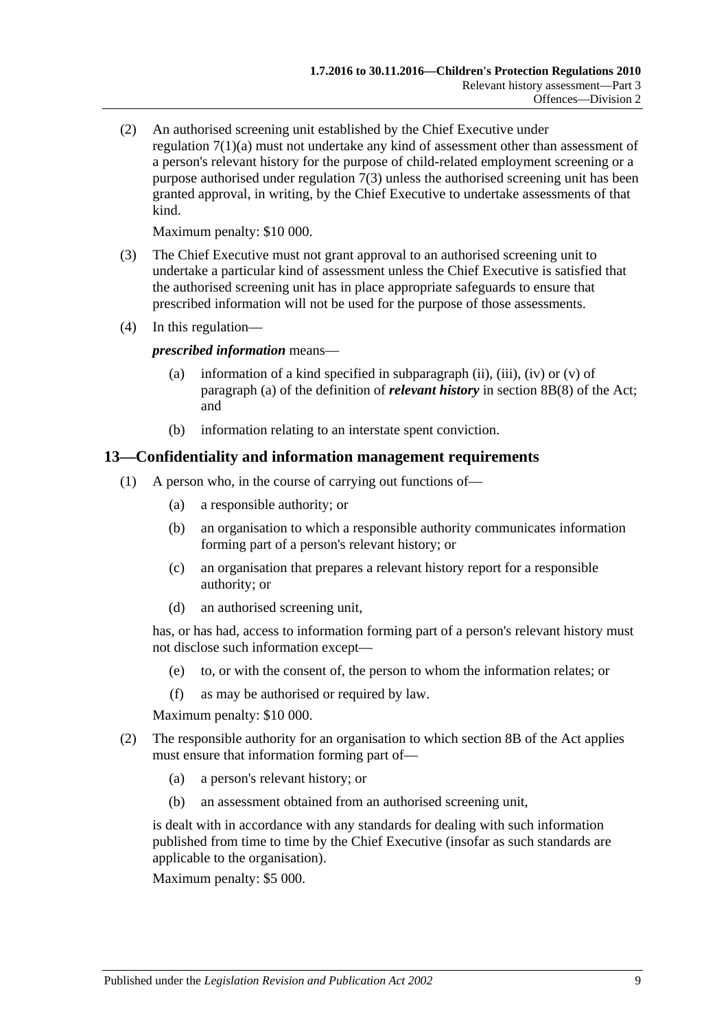(2) An authorised screening unit established by the Chief Executive under regulation 7(1)(a) must not undertake any kind of assessment other than assessment of a person's relevant history for the purpose of child-related employment screening or a purpose authorised under regulation 7(3) unless the authorised screening unit has been granted approval, in writing, by the Chief Executive to undertake assessments of that kind.

Maximum penalty: $10 000.

(3) The Chief Executive must not grant approval to an authorised screening unit to undertake a particular kind of assessment unless the Chief Executive is satisfied that the authorised screening unit has in place appropriate safeguards to ensure that prescribed information will not be used for the purpose of those assessments.

(4) In this regulation—

***prescribed information*** means—

- (a) information of a kind specified in subparagraph (ii), (iii), (iv) or (v) of paragraph (a) of the definition of ***relevant history*** in section 8B(8) of the Act; and
- (b) information relating to an interstate spent conviction.

## 13—Confidentiality and information management requirements

(1) A person who, in the course of carrying out functions of—

- (a) a responsible authority; or
- (b) an organisation to which a responsible authority communicates information forming part of a person's relevant history; or
- (c) an organisation that prepares a relevant history report for a responsible authority; or
- (d) an authorised screening unit,

has, or has had, access to information forming part of a person's relevant history must not disclose such information except—

- (e) to, or with the consent of, the person to whom the information relates; or
- (f) as may be authorised or required by law.

Maximum penalty: $10 000.

(2) The responsible authority for an organisation to which section 8B of the Act applies must ensure that information forming part of—

- (a) a person's relevant history; or
- (b) an assessment obtained from an authorised screening unit,

is dealt with in accordance with any standards for dealing with such information published from time to time by the Chief Executive (insofar as such standards are applicable to the organisation).

Maximum penalty: $5 000.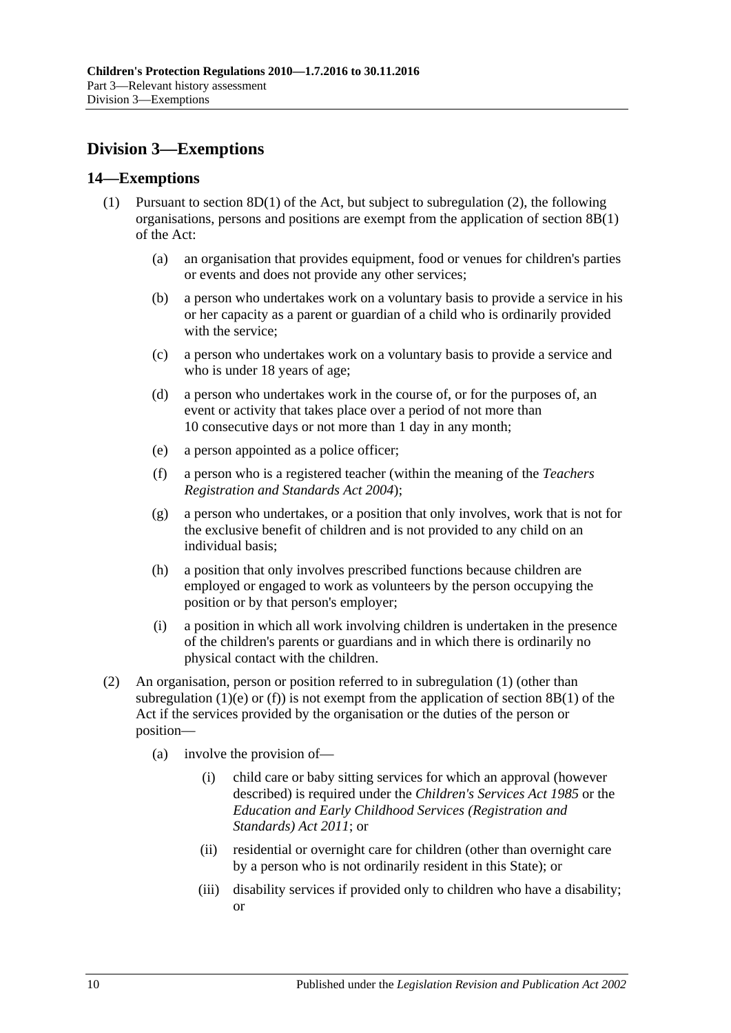## Division 3—Exemptions

### 14—Exemptions

(1) Pursuant to section 8D(1) of the Act, but subject to subregulation (2), the following organisations, persons and positions are exempt from the application of section 8B(1) of the Act:

(a) an organisation that provides equipment, food or venues for children's parties or events and does not provide any other services;

(b) a person who undertakes work on a voluntary basis to provide a service in his or her capacity as a parent or guardian of a child who is ordinarily provided with the service;

(c) a person who undertakes work on a voluntary basis to provide a service and who is under 18 years of age;

(d) a person who undertakes work in the course of, or for the purposes of, an event or activity that takes place over a period of not more than 10 consecutive days or not more than 1 day in any month;

(e) a person appointed as a police officer;

(f) a person who is a registered teacher (within the meaning of the *Teachers Registration and Standards Act 2004*);

(g) a person who undertakes, or a position that only involves, work that is not for the exclusive benefit of children and is not provided to any child on an individual basis;

(h) a position that only involves prescribed functions because children are employed or engaged to work as volunteers by the person occupying the position or by that person's employer;

(i) a position in which all work involving children is undertaken in the presence of the children's parents or guardians and in which there is ordinarily no physical contact with the children.

(2) An organisation, person or position referred to in subregulation (1) (other than subregulation (1)(e) or (f)) is not exempt from the application of section 8B(1) of the Act if the services provided by the organisation or the duties of the person or position—

(a) involve the provision of—

(i) child care or baby sitting services for which an approval (however described) is required under the *Children's Services Act 1985* or the *Education and Early Childhood Services (Registration and Standards) Act 2011*; or

(ii) residential or overnight care for children (other than overnight care by a person who is not ordinarily resident in this State); or

(iii) disability services if provided only to children who have a disability; or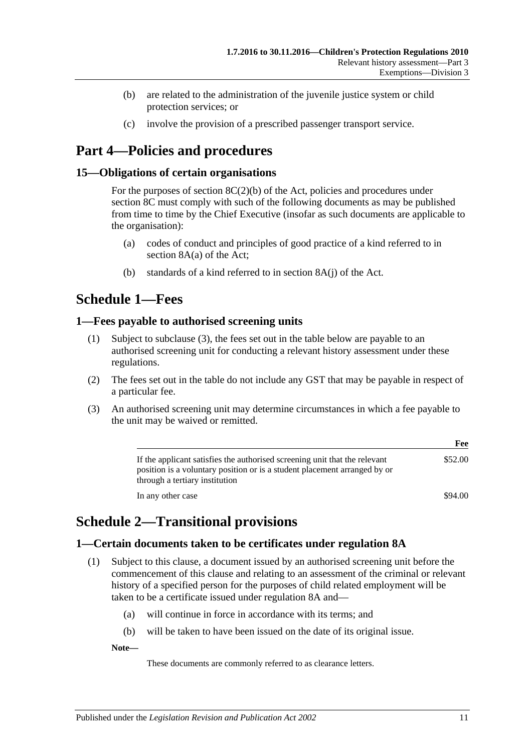(b) are related to the administration of the juvenile justice system or child protection services; or

(c) involve the provision of a prescribed passenger transport service.

# Part 4—Policies and procedures

## 15—Obligations of certain organisations

For the purposes of section 8C(2)(b) of the Act, policies and procedures under section 8C must comply with such of the following documents as may be published from time to time by the Chief Executive (insofar as such documents are applicable to the organisation):

(a) codes of conduct and principles of good practice of a kind referred to in section 8A(a) of the Act;

(b) standards of a kind referred to in section 8A(j) of the Act.

# Schedule 1—Fees

## 1—Fees payable to authorised screening units

(1) Subject to subclause (3), the fees set out in the table below are payable to an authorised screening unit for conducting a relevant history assessment under these regulations.

(2) The fees set out in the table do not include any GST that may be payable in respect of a particular fee.

(3) An authorised screening unit may determine circumstances in which a fee payable to the unit may be waived or remitted.

| | Fee |
|---|---|
| If the applicant satisfies the authorised screening unit that the relevant position is a voluntary position or is a student placement arranged by or through a tertiary institution | $52.00 |
| In any other case | $94.00 |

# Schedule 2—Transitional provisions

## 1—Certain documents taken to be certificates under regulation 8A

(1) Subject to this clause, a document issued by an authorised screening unit before the commencement of this clause and relating to an assessment of the criminal or relevant history of a specified person for the purposes of child related employment will be taken to be a certificate issued under regulation 8A and—

(a) will continue in force in accordance with its terms; and

(b) will be taken to have been issued on the date of its original issue.

**Note—**

These documents are commonly referred to as clearance letters.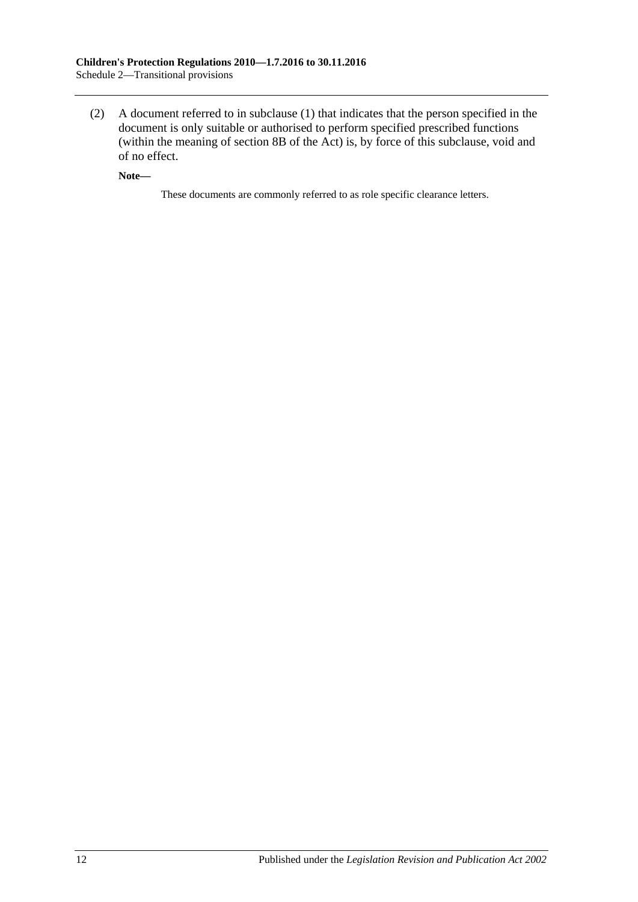(2) A document referred to in subclause (1) that indicates that the person specified in the document is only suitable or authorised to perform specified prescribed functions (within the meaning of section 8B of the Act) is, by force of this subclause, void and of no effect.

**Note—**

These documents are commonly referred to as role specific clearance letters.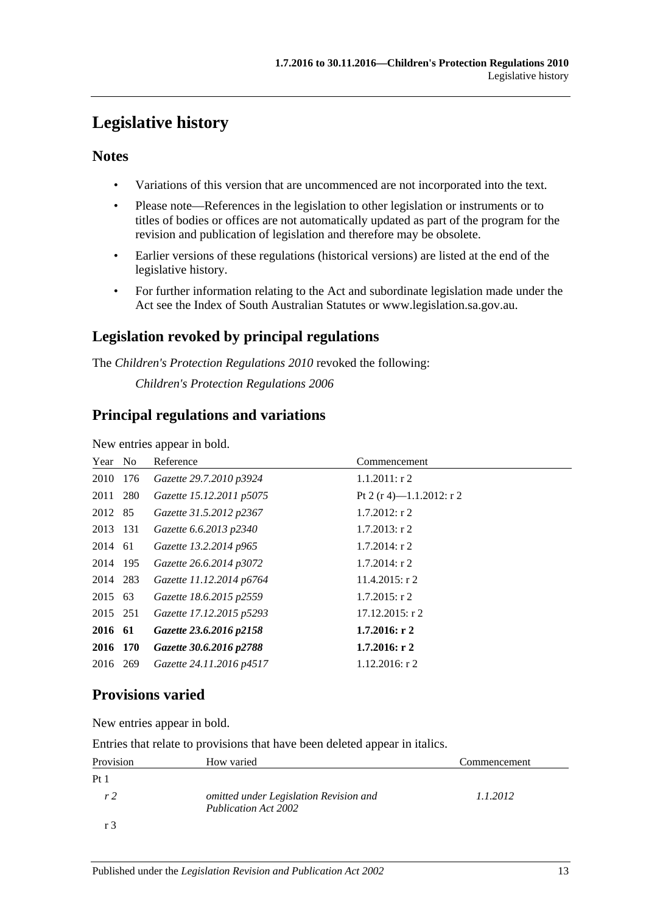# Legislative history

## Notes

- Variations of this version that are uncommenced are not incorporated into the text.
- Please note—References in the legislation to other legislation or instruments or to titles of bodies or offices are not automatically updated as part of the program for the revision and publication of legislation and therefore may be obsolete.
- Earlier versions of these regulations (historical versions) are listed at the end of the legislative history.
- For further information relating to the Act and subordinate legislation made under the Act see the Index of South Australian Statutes or www.legislation.sa.gov.au.

## Legislation revoked by principal regulations

The *Children's Protection Regulations 2010* revoked the following:

*Children's Protection Regulations 2006*

## Principal regulations and variations

New entries appear in bold.

| Year | No | Reference | Commencement |
|---|---|---|---|
| 2010 | 176 | *Gazette 29.7.2010 p3924* | 1.1.2011: r 2 |
| 2011 | 280 | *Gazette 15.12.2011 p5075* | Pt 2 (r 4)—1.1.2012: r 2 |
| 2012 | 85 | *Gazette 31.5.2012 p2367* | 1.7.2012: r 2 |
| 2013 | 131 | *Gazette 6.6.2013 p2340* | 1.7.2013: r 2 |
| 2014 | 61 | *Gazette 13.2.2014 p965* | 1.7.2014: r 2 |
| 2014 | 195 | *Gazette 26.6.2014 p3072* | 1.7.2014: r 2 |
| 2014 | 283 | *Gazette 11.12.2014 p6764* | 11.4.2015: r 2 |
| 2015 | 63 | *Gazette 18.6.2015 p2559* | 1.7.2015: r 2 |
| 2015 | 251 | *Gazette 17.12.2015 p5293* | 17.12.2015: r 2 |
| **2016** | **61** | ***Gazette 23.6.2016 p2158*** | **1.7.2016: r 2** |
| **2016** | **170** | ***Gazette 30.6.2016 p2788*** | **1.7.2016: r 2** |
| 2016 | 269 | *Gazette 24.11.2016 p4517* | 1.12.2016: r 2 |

## Provisions varied

New entries appear in bold.

Entries that relate to provisions that have been deleted appear in italics.

| Provision | How varied | Commencement |
|---|---|---|
| Pt 1 | | |
| *r 2* | *omitted under Legislation Revision and Publication Act 2002* | *1.1.2012* |
| r 3 | | |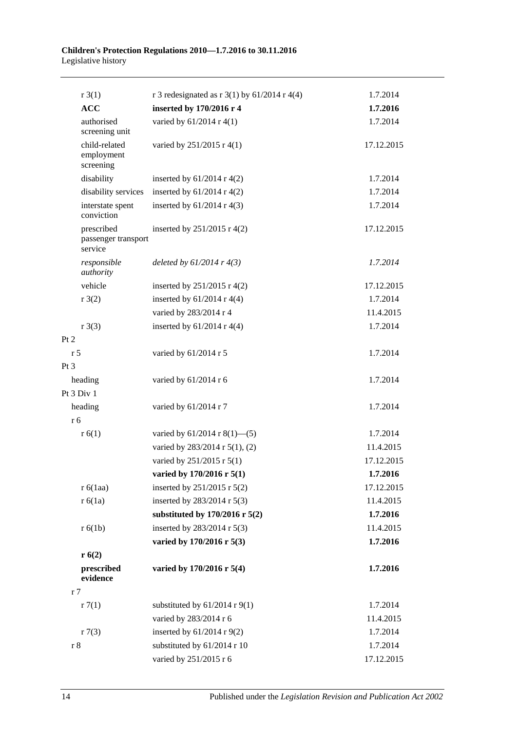| | | |
|---|---|---|
| r 3(1) | r 3 redesignated as r 3(1) by 61/2014 r 4(4) | 1.7.2014 |
| **ACC** | **inserted by 170/2016 r 4** | **1.7.2016** |
| authorised screening unit | varied by 61/2014 r 4(1) | 1.7.2014 |
| child-related employment screening | varied by 251/2015 r 4(1) | 17.12.2015 |
| disability | inserted by 61/2014 r 4(2) | 1.7.2014 |
| disability services | inserted by 61/2014 r 4(2) | 1.7.2014 |
| interstate spent conviction | inserted by 61/2014 r 4(3) | 1.7.2014 |
| prescribed passenger transport service | inserted by 251/2015 r 4(2) | 17.12.2015 |
| *responsible authority* | *deleted by 61/2014 r 4(3)* | *1.7.2014* |
| vehicle | inserted by 251/2015 r 4(2) | 17.12.2015 |
| r 3(2) | inserted by 61/2014 r 4(4) | 1.7.2014 |
| | varied by 283/2014 r 4 | 11.4.2015 |
| r 3(3) | inserted by 61/2014 r 4(4) | 1.7.2014 |
| Pt 2 | | |
| r 5 | varied by 61/2014 r 5 | 1.7.2014 |
| Pt 3 | | |
| heading | varied by 61/2014 r 6 | 1.7.2014 |
| Pt 3 Div 1 | | |
| heading | varied by 61/2014 r 7 | 1.7.2014 |
| r 6 | | |
| r 6(1) | varied by 61/2014 r 8(1)—(5) | 1.7.2014 |
| | varied by 283/2014 r 5(1), (2) | 11.4.2015 |
| | varied by 251/2015 r 5(1) | 17.12.2015 |
| | **varied by 170/2016 r 5(1)** | **1.7.2016** |
| r 6(1aa) | inserted by 251/2015 r 5(2) | 17.12.2015 |
| r 6(1a) | inserted by 283/2014 r 5(3) | 11.4.2015 |
| | **substituted by 170/2016 r 5(2)** | **1.7.2016** |
| r 6(1b) | inserted by 283/2014 r 5(3) | 11.4.2015 |
| | **varied by 170/2016 r 5(3)** | **1.7.2016** |
| **r 6(2)** | | |
| **prescribed evidence** | **varied by 170/2016 r 5(4)** | **1.7.2016** |
| r 7 | | |
| r 7(1) | substituted by 61/2014 r 9(1) | 1.7.2014 |
| | varied by 283/2014 r 6 | 11.4.2015 |
| r 7(3) | inserted by 61/2014 r 9(2) | 1.7.2014 |
| r 8 | substituted by 61/2014 r 10 | 1.7.2014 |
| | varied by 251/2015 r 6 | 17.12.2015 |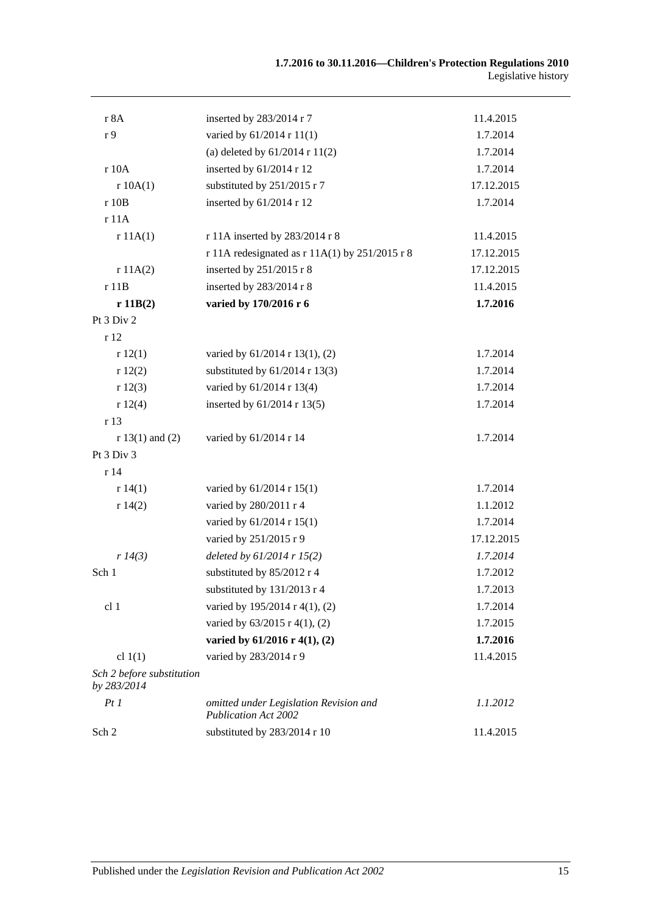| | | |
|---|---|---|
| r 8A | inserted by 283/2014 r 7 | 11.4.2015 |
| r 9 | varied by 61/2014 r 11(1) | 1.7.2014 |
| | (a) deleted by 61/2014 r 11(2) | 1.7.2014 |
| r 10A | inserted by 61/2014 r 12 | 1.7.2014 |
| r 10A(1) | substituted by 251/2015 r 7 | 17.12.2015 |
| r 10B | inserted by 61/2014 r 12 | 1.7.2014 |
| r 11A | | |
| r 11A(1) | r 11A inserted by 283/2014 r 8 | 11.4.2015 |
| | r 11A redesignated as r 11A(1) by 251/2015 r 8 | 17.12.2015 |
| r 11A(2) | inserted by 251/2015 r 8 | 17.12.2015 |
| r 11B | inserted by 283/2014 r 8 | 11.4.2015 |
| **r 11B(2)** | **varied by 170/2016 r 6** | **1.7.2016** |
| Pt 3 Div 2 | | |
| r 12 | | |
| r 12(1) | varied by 61/2014 r 13(1), (2) | 1.7.2014 |
| r 12(2) | substituted by 61/2014 r 13(3) | 1.7.2014 |
| r 12(3) | varied by 61/2014 r 13(4) | 1.7.2014 |
| r 12(4) | inserted by 61/2014 r 13(5) | 1.7.2014 |
| r 13 | | |
| r 13(1) and (2) | varied by 61/2014 r 14 | 1.7.2014 |
| Pt 3 Div 3 | | |
| r 14 | | |
| r 14(1) | varied by 61/2014 r 15(1) | 1.7.2014 |
| r 14(2) | varied by 280/2011 r 4 | 1.1.2012 |
| | varied by 61/2014 r 15(1) | 1.7.2014 |
| | varied by 251/2015 r 9 | 17.12.2015 |
| *r 14(3)* | *deleted by 61/2014 r 15(2)* | *1.7.2014* |
| Sch 1 | substituted by 85/2012 r 4 | 1.7.2012 |
| | substituted by 131/2013 r 4 | 1.7.2013 |
| cl 1 | varied by 195/2014 r 4(1), (2) | 1.7.2014 |
| | varied by 63/2015 r 4(1), (2) | 1.7.2015 |
| | **varied by 61/2016 r 4(1), (2)** | **1.7.2016** |
| cl 1(1) | varied by 283/2014 r 9 | 11.4.2015 |
| *Sch 2 before substitution by 283/2014* | | |
| *Pt 1* | *omitted under Legislation Revision and Publication Act 2002* | *1.1.2012* |
| Sch 2 | substituted by 283/2014 r 10 | 11.4.2015 |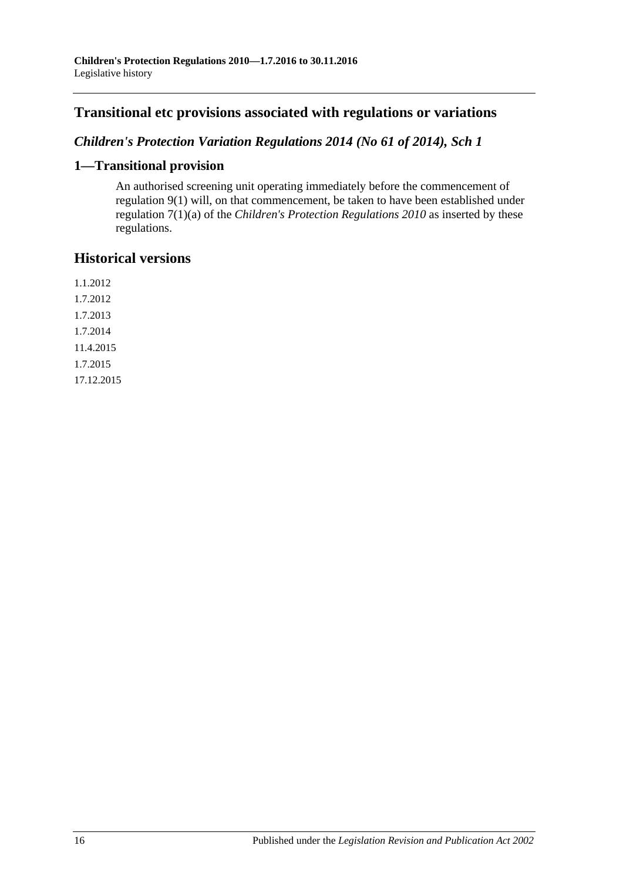## Transitional etc provisions associated with regulations or variations

### *Children's Protection Variation Regulations 2014 (No 61 of 2014), Sch 1*

### 1—Transitional provision

An authorised screening unit operating immediately before the commencement of regulation 9(1) will, on that commencement, be taken to have been established under regulation 7(1)(a) of the *Children's Protection Regulations 2010* as inserted by these regulations.

## Historical versions

1.1.2012

1.7.2012

1.7.2013

1.7.2014

11.4.2015

1.7.2015

17.12.2015